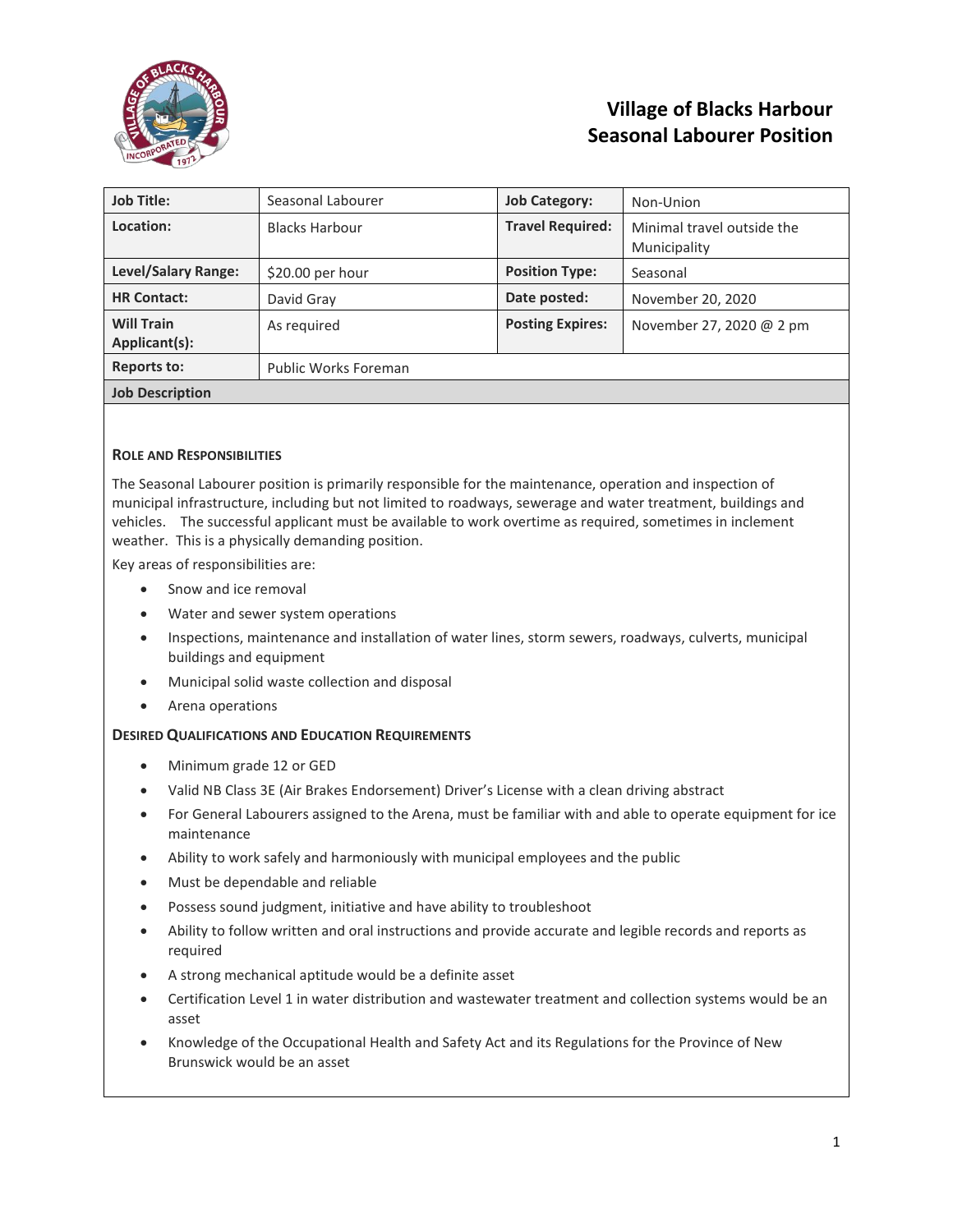# Village of Blacks Harbour
# Seasonal Labourer Position

| **Job Title:** | Seasonal Labourer | **Job Category:** | Non-Union |
|---|---|---|---|
| **Location:** | Blacks Harbour | **Travel Required:** | Minimal travel outside the Municipality |
| **Level/Salary Range:** | $20.00 per hour | **Position Type:** | Seasonal |
| **HR Contact:** | David Gray | **Date posted:** | November 20, 2020 |
| **Will Train Applicant(s):** | As required | **Posting Expires:** | November 27, 2020 @ 2 pm |
| **Reports to:** | Public Works Foreman | | |

**Job Description**

### Role and Responsibilities

The Seasonal Labourer position is primarily responsible for the maintenance, operation and inspection of municipal infrastructure, including but not limited to roadways, sewerage and water treatment, buildings and vehicles. The successful applicant must be available to work overtime as required, sometimes in inclement weather. This is a physically demanding position.

Key areas of responsibilities are:

- Snow and ice removal
- Water and sewer system operations
- Inspections, maintenance and installation of water lines, storm sewers, roadways, culverts, municipal buildings and equipment
- Municipal solid waste collection and disposal
- Arena operations

### Desired Qualifications and Education Requirements

- Minimum grade 12 or GED
- Valid NB Class 3E (Air Brakes Endorsement) Driver's License with a clean driving abstract
- For General Labourers assigned to the Arena, must be familiar with and able to operate equipment for ice maintenance
- Ability to work safely and harmoniously with municipal employees and the public
- Must be dependable and reliable
- Possess sound judgment, initiative and have ability to troubleshoot
- Ability to follow written and oral instructions and provide accurate and legible records and reports as required
- A strong mechanical aptitude would be a definite asset
- Certification Level 1 in water distribution and wastewater treatment and collection systems would be an asset
- Knowledge of the Occupational Health and Safety Act and its Regulations for the Province of New Brunswick would be an asset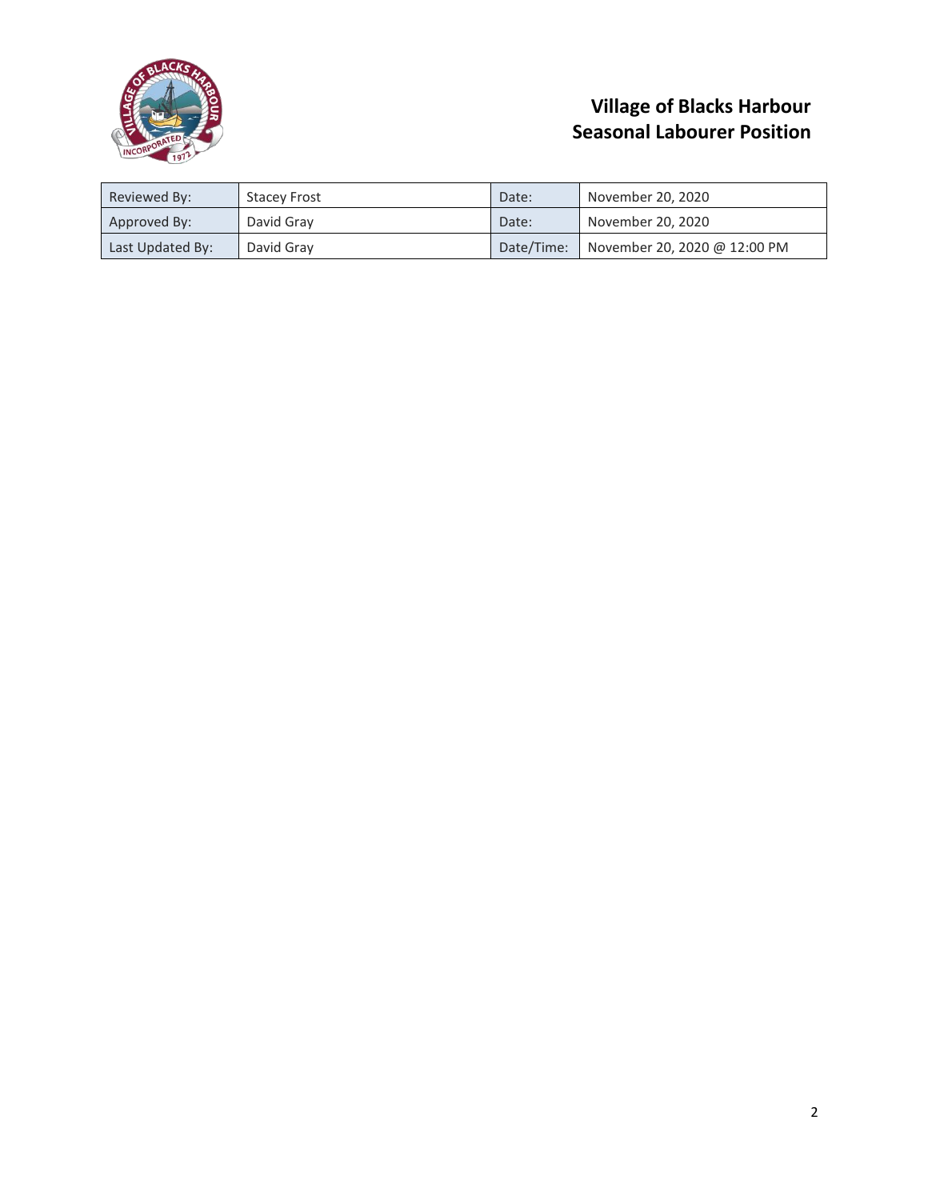# Village of Blacks Harbour
# Seasonal Labourer Position

| | | | |
|---|---|---|---|
| Reviewed By: | Stacey Frost | Date: | November 20, 2020 |
| Approved By: | David Gray | Date: | November 20, 2020 |
| Last Updated By: | David Gray | Date/Time: | November 20, 2020 @ 12:00 PM |